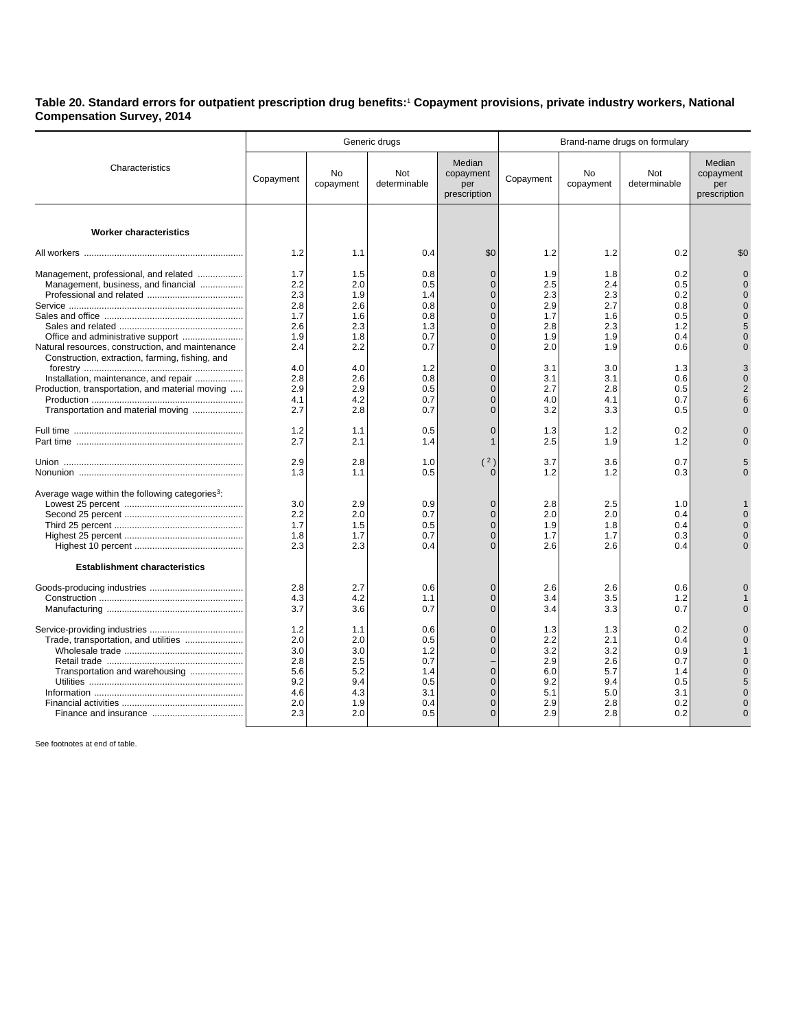**Table 20. Standard errors for outpatient prescription drug benefits:**[1] **Copayment provisions, private industry workers, National Compensation Survey, 2014**

| Characteristics | Generic drugs | | | | Brand-name drugs on formulary | | | |
|---|---|---|---|---|---|---|---|---|
| | Copayment | No copayment | Not determinable | Median copayment per prescription | Copayment | No copayment | Not determinable | Median copayment per prescription |
| **Worker characteristics** | | | | | | | | |
| All workers | 1.2 | 1.1 | 0.4 | $0 | 1.2 | 1.2 | 0.2 | $0 |
| Management, professional, and related | 1.7 | 1.5 | 0.8 | 0 | 1.9 | 1.8 | 0.2 | 0 |
| Management, business, and financial | 2.2 | 2.0 | 0.5 | 0 | 2.5 | 2.4 | 0.5 | 0 |
| Professional and related | 2.3 | 1.9 | 1.4 | 0 | 2.3 | 2.3 | 0.2 | 0 |
| Service | 2.8 | 2.6 | 0.8 | 0 | 2.9 | 2.7 | 0.8 | 0 |
| Sales and office | 1.7 | 1.6 | 0.8 | 0 | 1.7 | 1.6 | 0.5 | 0 |
| Sales and related | 2.6 | 2.3 | 1.3 | 0 | 2.8 | 2.3 | 1.2 | 5 |
| Office and administrative support | 1.9 | 1.8 | 0.7 | 0 | 1.9 | 1.9 | 0.4 | 0 |
| Natural resources, construction, and maintenance | 2.4 | 2.2 | 0.7 | 0 | 2.0 | 1.9 | 0.6 | 0 |
| Construction, extraction, farming, fishing, and forestry | 4.0 | 4.0 | 1.2 | 0 | 3.1 | 3.0 | 1.3 | 3 |
| Installation, maintenance, and repair | 2.8 | 2.6 | 0.8 | 0 | 3.1 | 3.1 | 0.6 | 0 |
| Production, transportation, and material moving | 2.9 | 2.9 | 0.5 | 0 | 2.7 | 2.8 | 0.5 | 2 |
| Production | 4.1 | 4.2 | 0.7 | 0 | 4.0 | 4.1 | 0.7 | 6 |
| Transportation and material moving | 2.7 | 2.8 | 0.7 | 0 | 3.2 | 3.3 | 0.5 | 0 |
| Full time | 1.2 | 1.1 | 0.5 | 0 | 1.3 | 1.2 | 0.2 | 0 |
| Part time | 2.7 | 2.1 | 1.4 | 1 | 2.5 | 1.9 | 1.2 | 0 |
| Union | 2.9 | 2.8 | 1.0 | ([2]) | 3.7 | 3.6 | 0.7 | 5 |
| Nonunion | 1.3 | 1.1 | 0.5 | 0 | 1.2 | 1.2 | 0.3 | 0 |
| Average wage within the following categories[3]: | | | | | | | | |
| Lowest 25 percent | 3.0 | 2.9 | 0.9 | 0 | 2.8 | 2.5 | 1.0 | 1 |
| Second 25 percent | 2.2 | 2.0 | 0.7 | 0 | 2.0 | 2.0 | 0.4 | 0 |
| Third 25 percent | 1.7 | 1.5 | 0.5 | 0 | 1.9 | 1.8 | 0.4 | 0 |
| Highest 25 percent | 1.8 | 1.7 | 0.7 | 0 | 1.7 | 1.7 | 0.3 | 0 |
| Highest 10 percent | 2.3 | 2.3 | 0.4 | 0 | 2.6 | 2.6 | 0.4 | 0 |
| **Establishment characteristics** | | | | | | | | |
| Goods-producing industries | 2.8 | 2.7 | 0.6 | 0 | 2.6 | 2.6 | 0.6 | 0 |
| Construction | 4.3 | 4.2 | 1.1 | 0 | 3.4 | 3.5 | 1.2 | 1 |
| Manufacturing | 3.7 | 3.6 | 0.7 | 0 | 3.4 | 3.3 | 0.7 | 0 |
| Service-providing industries | 1.2 | 1.1 | 0.6 | 0 | 1.3 | 1.3 | 0.2 | 0 |
| Trade, transportation, and utilities | 2.0 | 2.0 | 0.5 | 0 | 2.2 | 2.1 | 0.4 | 0 |
| Wholesale trade | 3.0 | 3.0 | 1.2 | 0 | 3.2 | 3.2 | 0.9 | 1 |
| Retail trade | 2.8 | 2.5 | 0.7 | – | 2.9 | 2.6 | 0.7 | 0 |
| Transportation and warehousing | 5.6 | 5.2 | 1.4 | 0 | 6.0 | 5.7 | 1.4 | 0 |
| Utilities | 9.2 | 9.4 | 0.5 | 0 | 9.2 | 9.4 | 0.5 | 5 |
| Information | 4.6 | 4.3 | 3.1 | 0 | 5.1 | 5.0 | 3.1 | 0 |
| Financial activities | 2.0 | 1.9 | 0.4 | 0 | 2.9 | 2.8 | 0.2 | 0 |
| Finance and insurance | 2.3 | 2.0 | 0.5 | 0 | 2.9 | 2.8 | 0.2 | 0 |

See footnotes at end of table.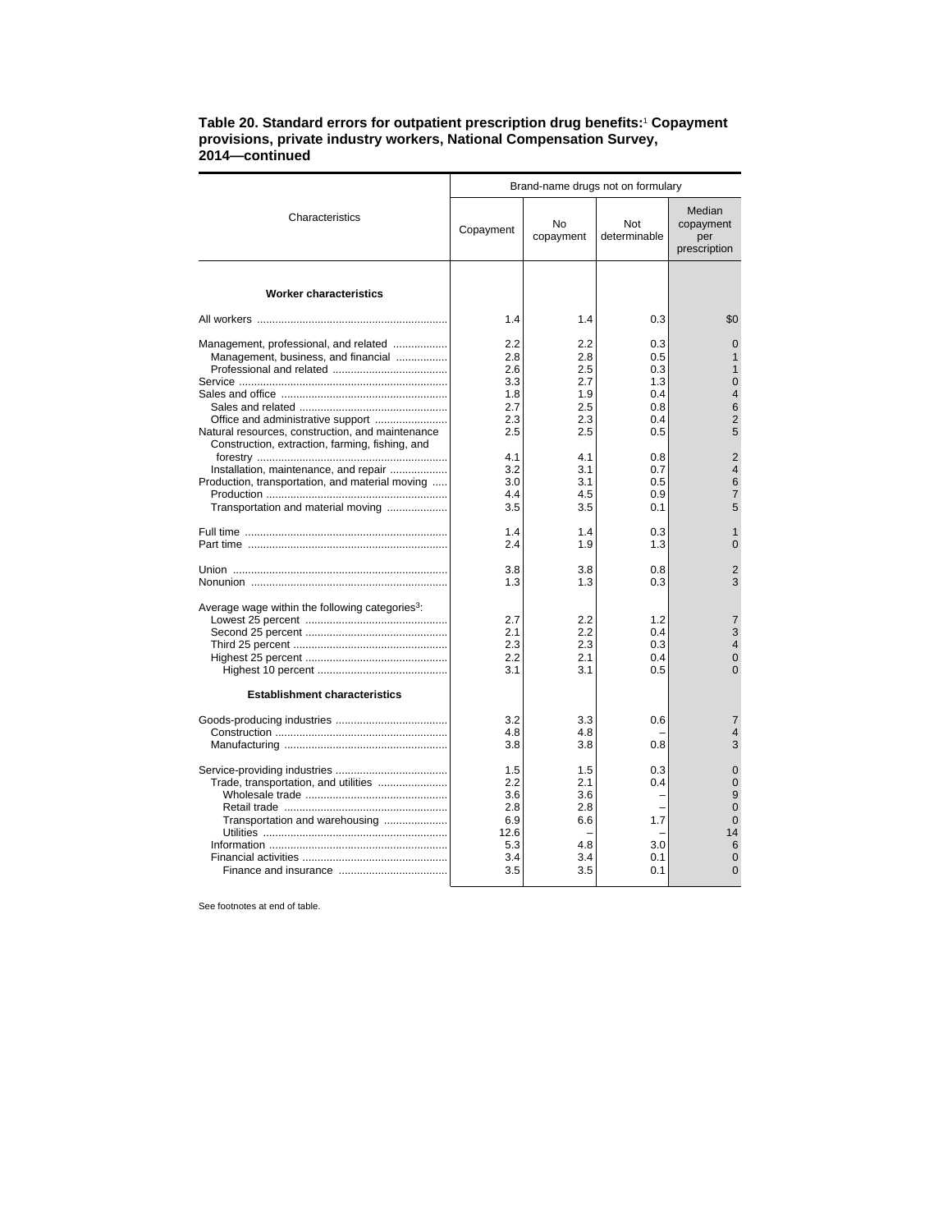**Table 20. Standard errors for outpatient prescription drug benefits:[1] Copayment provisions, private industry workers, National Compensation Survey, 2014—continued**

| Characteristics | Brand-name drugs not on formulary | | | |
|---|---|---|---|---|
| | Copayment | No copayment | Not determinable | Median copayment per prescription |
| **Worker characteristics** | | | | |
| All workers | 1.4 | 1.4 | 0.3 | $0 |
| Management, professional, and related | 2.2 | 2.2 | 0.3 | 0 |
| Management, business, and financial | 2.8 | 2.8 | 0.5 | 1 |
| Professional and related | 2.6 | 2.5 | 0.3 | 1 |
| Service | 3.3 | 2.7 | 1.3 | 0 |
| Sales and office | 1.8 | 1.9 | 0.4 | 4 |
| Sales and related | 2.7 | 2.5 | 0.8 | 6 |
| Office and administrative support | 2.3 | 2.3 | 0.4 | 2 |
| Natural resources, construction, and maintenance | 2.5 | 2.5 | 0.5 | 5 |
| Construction, extraction, farming, fishing, and forestry | 4.1 | 4.1 | 0.8 | 2 |
| Installation, maintenance, and repair | 3.2 | 3.1 | 0.7 | 4 |
| Production, transportation, and material moving | 3.0 | 3.1 | 0.5 | 6 |
| Production | 4.4 | 4.5 | 0.9 | 7 |
| Transportation and material moving | 3.5 | 3.5 | 0.1 | 5 |
| Full time | 1.4 | 1.4 | 0.3 | 1 |
| Part time | 2.4 | 1.9 | 1.3 | 0 |
| Union | 3.8 | 3.8 | 0.8 | 2 |
| Nonunion | 1.3 | 1.3 | 0.3 | 3 |
| Average wage within the following categories[3]: | | | | |
| Lowest 25 percent | 2.7 | 2.2 | 1.2 | 7 |
| Second 25 percent | 2.1 | 2.2 | 0.4 | 3 |
| Third 25 percent | 2.3 | 2.3 | 0.3 | 4 |
| Highest 25 percent | 2.2 | 2.1 | 0.4 | 0 |
| Highest 10 percent | 3.1 | 3.1 | 0.5 | 0 |
| **Establishment characteristics** | | | | |
| Goods-producing industries | 3.2 | 3.3 | 0.6 | 7 |
| Construction | 4.8 | 4.8 | – | 4 |
| Manufacturing | 3.8 | 3.8 | 0.8 | 3 |
| Service-providing industries | 1.5 | 1.5 | 0.3 | 0 |
| Trade, transportation, and utilities | 2.2 | 2.1 | 0.4 | 0 |
| Wholesale trade | 3.6 | 3.6 | – | 9 |
| Retail trade | 2.8 | 2.8 | – | 0 |
| Transportation and warehousing | 6.9 | 6.6 | 1.7 | 0 |
| Utilities | 12.6 | – | – | 14 |
| Information | 5.3 | 4.8 | 3.0 | 6 |
| Financial activities | 3.4 | 3.4 | 0.1 | 0 |
| Finance and insurance | 3.5 | 3.5 | 0.1 | 0 |

See footnotes at end of table.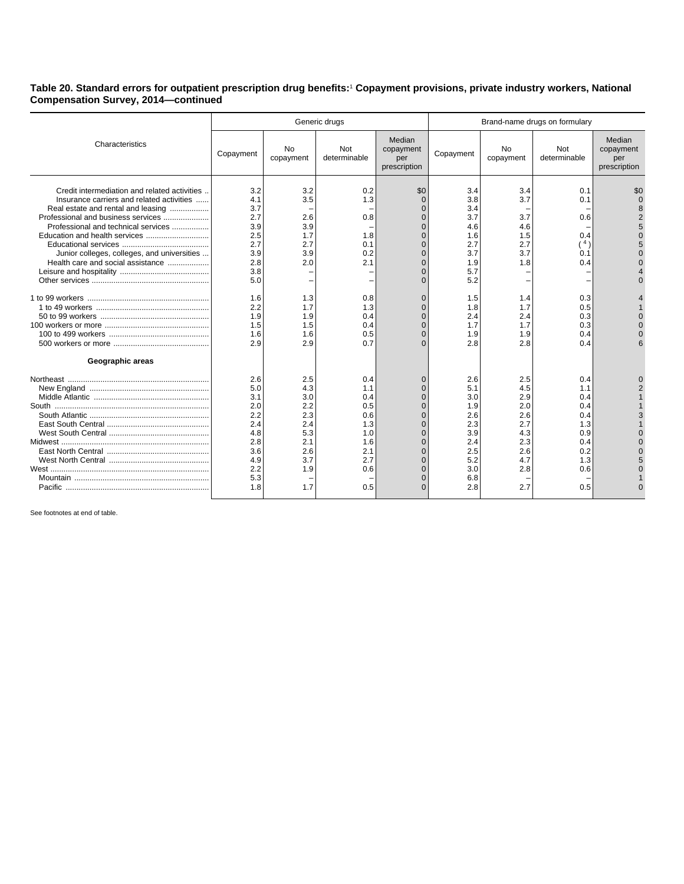**Table 20. Standard errors for outpatient prescription drug benefits:[1] Copayment provisions, private industry workers, National Compensation Survey, 2014—continued**

| Characteristics | Generic drugs | | | | Brand-name drugs on formulary | | | |
|---|---|---|---|---|---|---|---|---|
| | Copayment | No copayment | Not determinable | Median copayment per prescription | Copayment | No copayment | Not determinable | Median copayment per prescription |
| Credit intermediation and related activities | 3.2 | 3.2 | 0.2 | $0 | 3.4 | 3.4 | 0.1 | $0 |
| Insurance carriers and related activities | 4.1 | 3.5 | 1.3 | 0 | 3.8 | 3.7 | 0.1 | 0 |
| Real estate and rental and leasing | 3.7 | – | – | 0 | 3.4 | – | – | 8 |
| Professional and business services | 2.7 | 2.6 | 0.8 | 0 | 3.7 | 3.7 | 0.6 | 2 |
| Professional and technical services | 3.9 | 3.9 | – | 0 | 4.6 | 4.6 | – | 5 |
| Education and health services | 2.5 | 1.7 | 1.8 | 0 | 1.6 | 1.5 | 0.4 | 0 |
| Educational services | 2.7 | 2.7 | 0.1 | 0 | 2.7 | 2.7 | ( 4 ) | 5 |
| Junior colleges, colleges, and universities | 3.9 | 3.9 | 0.2 | 0 | 3.7 | 3.7 | 0.1 | 0 |
| Health care and social assistance | 2.8 | 2.0 | 2.1 | 0 | 1.9 | 1.8 | 0.4 | 0 |
| Leisure and hospitality | 3.8 | – | – | 0 | 5.7 | – | – | 4 |
| Other services | 5.0 | – | – | 0 | 5.2 | – | – | 0 |
| 1 to 99 workers | 1.6 | 1.3 | 0.8 | 0 | 1.5 | 1.4 | 0.3 | 4 |
| 1 to 49 workers | 2.2 | 1.7 | 1.3 | 0 | 1.8 | 1.7 | 0.5 | 1 |
| 50 to 99 workers | 1.9 | 1.9 | 0.4 | 0 | 2.4 | 2.4 | 0.3 | 0 |
| 100 workers or more | 1.5 | 1.5 | 0.4 | 0 | 1.7 | 1.7 | 0.3 | 0 |
| 100 to 499 workers | 1.6 | 1.6 | 0.5 | 0 | 1.9 | 1.9 | 0.4 | 0 |
| 500 workers or more | 2.9 | 2.9 | 0.7 | 0 | 2.8 | 2.8 | 0.4 | 6 |
| **Geographic areas** | | | | | | | | |
| Northeast | 2.6 | 2.5 | 0.4 | 0 | 2.6 | 2.5 | 0.4 | 0 |
| New England | 5.0 | 4.3 | 1.1 | 0 | 5.1 | 4.5 | 1.1 | 2 |
| Middle Atlantic | 3.1 | 3.0 | 0.4 | 0 | 3.0 | 2.9 | 0.4 | 1 |
| South | 2.0 | 2.2 | 0.5 | 0 | 1.9 | 2.0 | 0.4 | 1 |
| South Atlantic | 2.2 | 2.3 | 0.6 | 0 | 2.6 | 2.6 | 0.4 | 3 |
| East South Central | 2.4 | 2.4 | 1.3 | 0 | 2.3 | 2.7 | 1.3 | 1 |
| West South Central | 4.8 | 5.3 | 1.0 | 0 | 3.9 | 4.3 | 0.9 | 0 |
| Midwest | 2.8 | 2.1 | 1.6 | 0 | 2.4 | 2.3 | 0.4 | 0 |
| East North Central | 3.6 | 2.6 | 2.1 | 0 | 2.5 | 2.6 | 0.2 | 0 |
| West North Central | 4.9 | 3.7 | 2.7 | 0 | 5.2 | 4.7 | 1.3 | 5 |
| West | 2.2 | 1.9 | 0.6 | 0 | 3.0 | 2.8 | 0.6 | 0 |
| Mountain | 5.3 | – | – | 0 | 6.8 | – | – | 1 |
| Pacific | 1.8 | 1.7 | 0.5 | 0 | 2.8 | 2.7 | 0.5 | 0 |

See footnotes at end of table.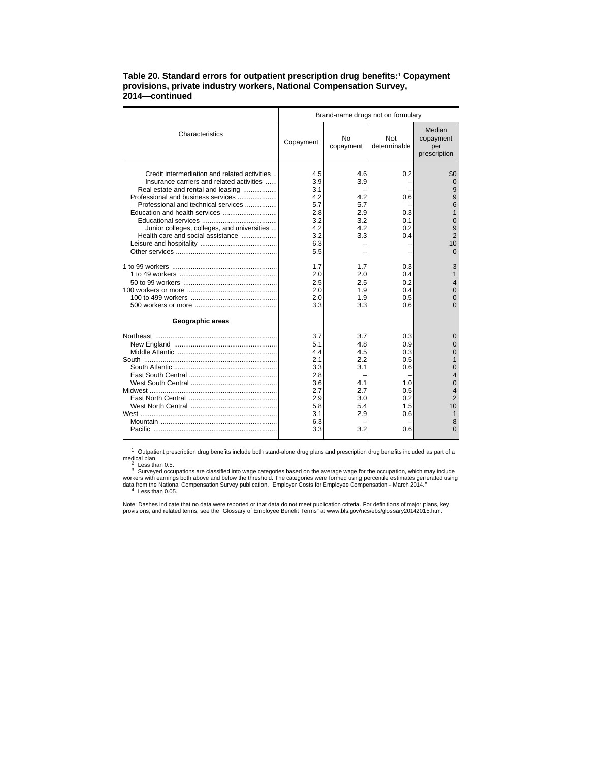**Table 20. Standard errors for outpatient prescription drug benefits:**[1] **Copayment provisions, private industry workers, National Compensation Survey, 2014—continued**

| Characteristics | Brand-name drugs not on formulary | | | |
|---|---|---|---|---|
| | Copayment | No copayment | Not determinable | Median copayment per prescription |
| Credit intermediation and related activities | 4.5 | 4.6 | 0.2 | $0 |
| Insurance carriers and related activities | 3.9 | 3.9 | – | 0 |
| Real estate and rental and leasing | 3.1 | – | – | 9 |
| Professional and business services | 4.2 | 4.2 | 0.6 | 9 |
| Professional and technical services | 5.7 | 5.7 | – | 6 |
| Education and health services | 2.8 | 2.9 | 0.3 | 1 |
| Educational services | 3.2 | 3.2 | 0.1 | 0 |
| Junior colleges, colleges, and universities | 4.2 | 4.2 | 0.2 | 9 |
| Health care and social assistance | 3.2 | 3.3 | 0.4 | 2 |
| Leisure and hospitality | 6.3 | – | – | 10 |
| Other services | 5.5 | – | – | 0 |
| 1 to 99 workers | 1.7 | 1.7 | 0.3 | 3 |
| 1 to 49 workers | 2.0 | 2.0 | 0.4 | 1 |
| 50 to 99 workers | 2.5 | 2.5 | 0.2 | 4 |
| 100 workers or more | 2.0 | 1.9 | 0.4 | 0 |
| 100 to 499 workers | 2.0 | 1.9 | 0.5 | 0 |
| 500 workers or more | 3.3 | 3.3 | 0.6 | 0 |
| **Geographic areas** | | | | |
| Northeast | 3.7 | 3.7 | 0.3 | 0 |
| New England | 5.1 | 4.8 | 0.9 | 0 |
| Middle Atlantic | 4.4 | 4.5 | 0.3 | 0 |
| South | 2.1 | 2.2 | 0.5 | 1 |
| South Atlantic | 3.3 | 3.1 | 0.6 | 0 |
| East South Central | 2.8 | – | – | 4 |
| West South Central | 3.6 | 4.1 | 1.0 | 0 |
| Midwest | 2.7 | 2.7 | 0.5 | 4 |
| East North Central | 2.9 | 3.0 | 0.2 | 2 |
| West North Central | 5.8 | 5.4 | 1.5 | 10 |
| West | 3.1 | 2.9 | 0.6 | 1 |
| Mountain | 6.3 | – | – | 8 |
| Pacific | 3.3 | 3.2 | 0.6 | 0 |

[1] Outpatient prescription drug benefits include both stand-alone drug plans and prescription drug benefits included as part of a medical plan.

[2] Less than 0.5.

[3] Surveyed occupations are classified into wage categories based on the average wage for the occupation, which may include workers with earnings both above and below the threshold. The categories were formed using percentile estimates generated using data from the National Compensation Survey publication, "Employer Costs for Employee Compensation - March 2014."

[4] Less than 0.05.

Note: Dashes indicate that no data were reported or that data do not meet publication criteria. For definitions of major plans, key provisions, and related terms, see the "Glossary of Employee Benefit Terms" at www.bls.gov/ncs/ebs/glossary20142015.htm.